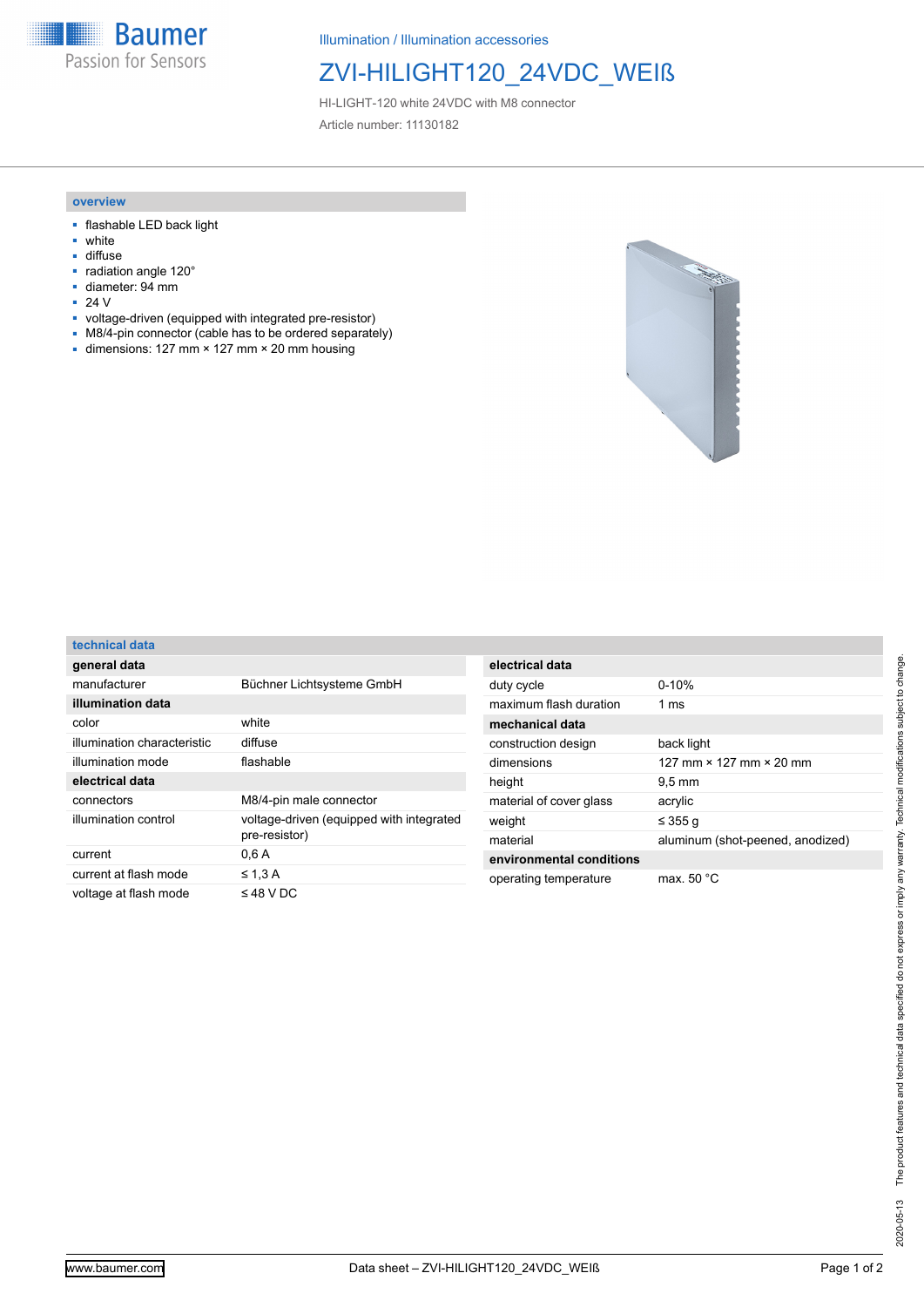Illumination / Illumination accessories

# ZVI-HILIGHT120_24VDC_WEIß

HI-LIGHT-120 white 24VDC with M8 connector

Article number: 11130182

## overview

- flashable LED back light
- white
- diffuse
- radiation angle 120°
- diameter: 94 mm
- 24 V
- voltage-driven (equipped with integrated pre-resistor)
- M8/4-pin connector (cable has to be ordered separately)
- dimensions: 127 mm × 127 mm × 20 mm housing

## technical data

| **general data** | |
|---|---|
| manufacturer | Büchner Lichtsysteme GmbH |
| **illumination data** | |
| color | white |
| illumination characteristic | diffuse |
| illumination mode | flashable |
| **electrical data** | |
| connectors | M8/4-pin male connector |
| illumination control | voltage-driven (equipped with integrated pre-resistor) |
| current | 0,6 A |
| current at flash mode | ≤ 1,3 A |
| voltage at flash mode | ≤ 48 V DC |

| **electrical data** | |
|---|---|
| duty cycle | 0-10% |
| maximum flash duration | 1 ms |
| **mechanical data** | |
| construction design | back light |
| dimensions | 127 mm × 127 mm × 20 mm |
| height | 9,5 mm |
| material of cover glass | acrylic |
| weight | ≤ 355 g |
| material | aluminum (shot-peened, anodized) |
| **environmental conditions** | |
| operating temperature | max. 50 °C |

2020-05-13 The product features and technical data specified do not express or imply any warranty. Technical modifications subject to change.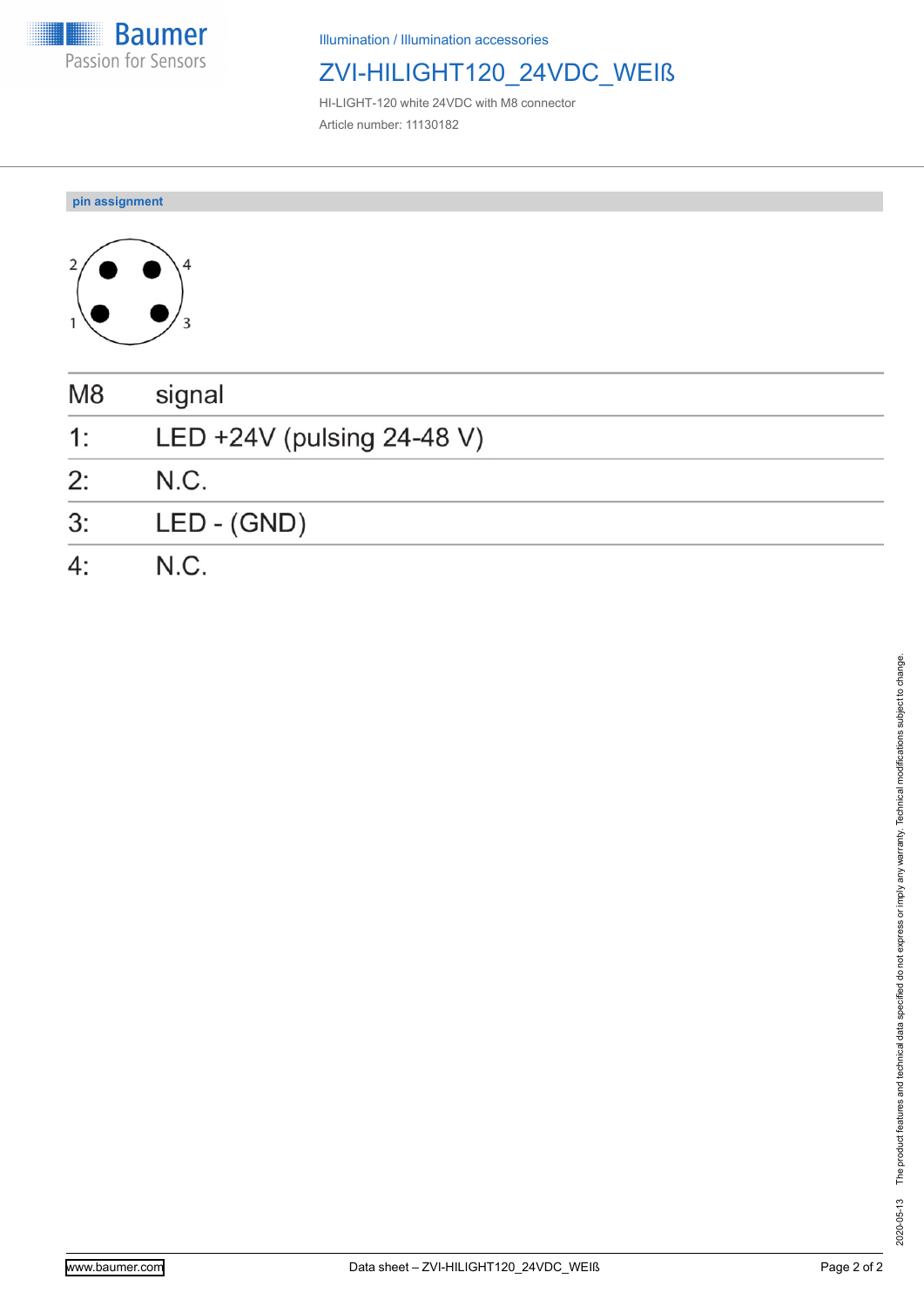Illumination / Illumination accessories

# ZVI-HILIGHT120_24VDC_WEIß

HI-LIGHT-120 white 24VDC with M8 connector

Article number: 11130182

## pin assignment

2 4
1 3

| M8 | signal |
|---|---|
| 1: | LED +24V (pulsing 24-48 V) |
| 2: | N.C. |
| 3: | LED - (GND) |
| 4: | N.C. |

2020-05-13 The product features and technical data specified do not express or imply any warranty. Technical modifications subject to change.

www.baumer.com

Data sheet – ZVI-HILIGHT120_24VDC_WEIß